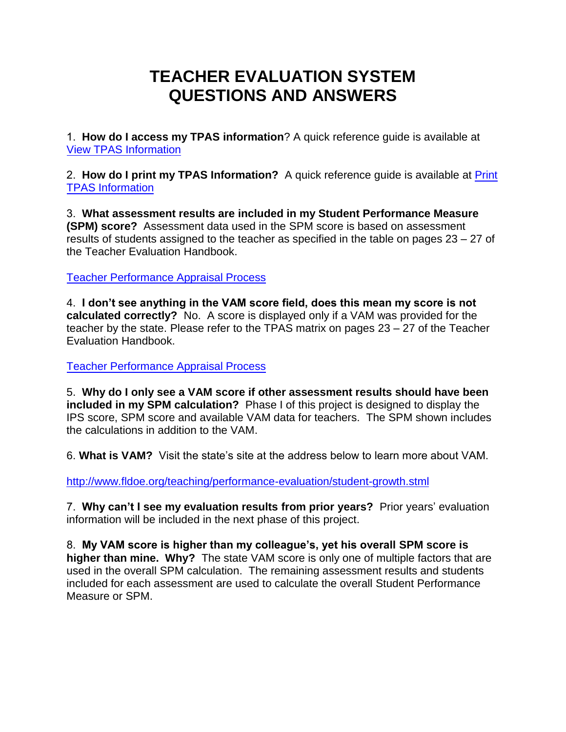# TEACHER EVALUATION SYSTEM QUESTIONS AND ANSWERS

1. **How do I access my TPAS information**? A quick reference guide is available at [View TPAS Information]

2. **How do I print my TPAS Information?** A quick reference guide is available at [Print TPAS Information]

3. **What assessment results are included in my Student Performance Measure (SPM) score?** Assessment data used in the SPM score is based on assessment results of students assigned to the teacher as specified in the table on pages 23 – 27 of the Teacher Evaluation Handbook.

[Teacher Performance Appraisal Process]

4. **I don't see anything in the VAM score field, does this mean my score is not calculated correctly?** No. A score is displayed only if a VAM was provided for the teacher by the state. Please refer to the TPAS matrix on pages 23 – 27 of the Teacher Evaluation Handbook.

[Teacher Performance Appraisal Process]

5. **Why do I only see a VAM score if other assessment results should have been included in my SPM calculation?** Phase I of this project is designed to display the IPS score, SPM score and available VAM data for teachers. The SPM shown includes the calculations in addition to the VAM.

6. **What is VAM?** Visit the state's site at the address below to learn more about VAM.

http://www.fldoe.org/teaching/performance-evaluation/student-growth.stml

7. **Why can't I see my evaluation results from prior years?** Prior years' evaluation information will be included in the next phase of this project.

8. **My VAM score is higher than my colleague's, yet his overall SPM score is higher than mine. Why?** The state VAM score is only one of multiple factors that are used in the overall SPM calculation. The remaining assessment results and students included for each assessment are used to calculate the overall Student Performance Measure or SPM.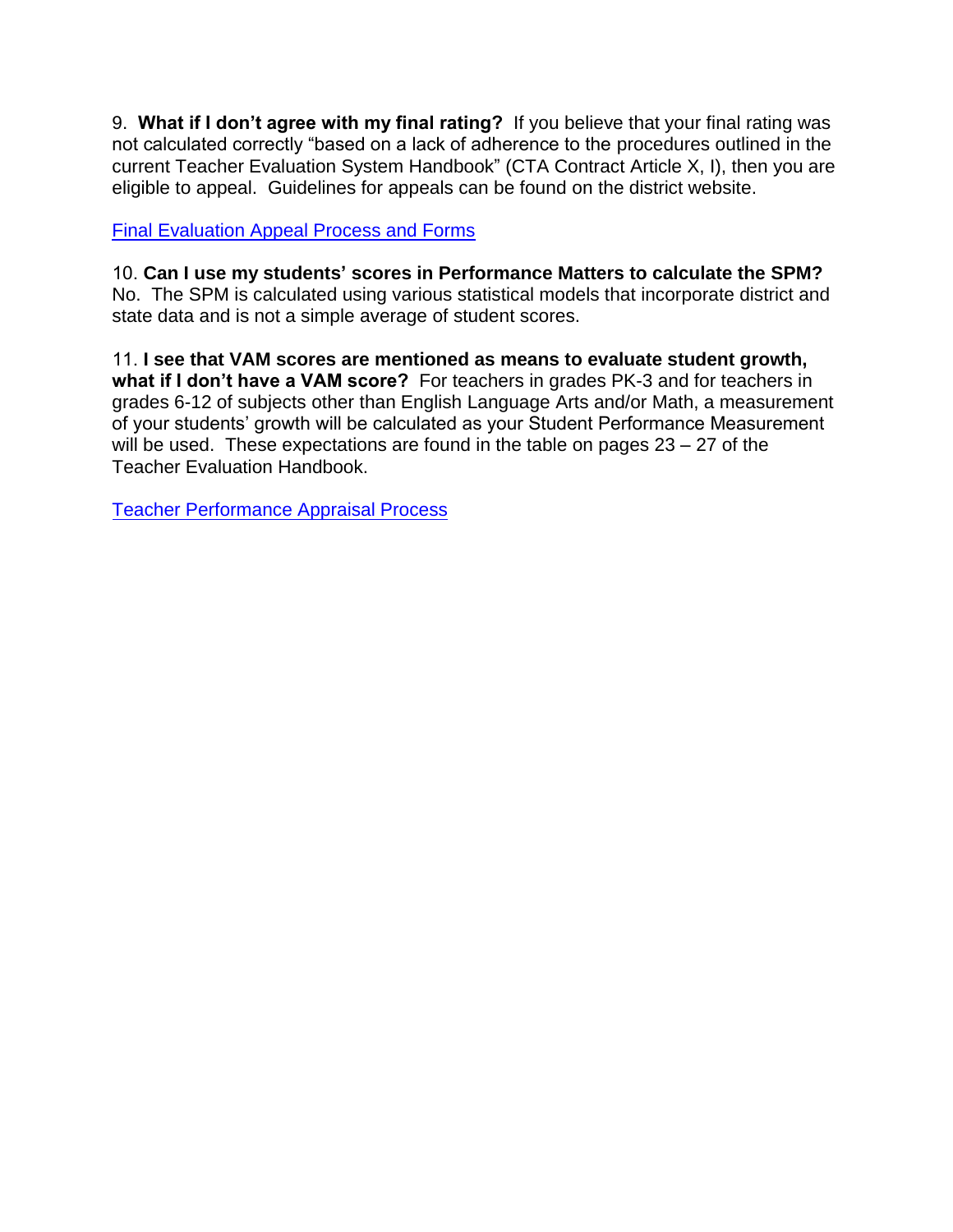9. **What if I don't agree with my final rating?** If you believe that your final rating was not calculated correctly "based on a lack of adherence to the procedures outlined in the current Teacher Evaluation System Handbook" (CTA Contract Article X, I), then you are eligible to appeal. Guidelines for appeals can be found on the district website.

Final Evaluation Appeal Process and Forms

10. **Can I use my students' scores in Performance Matters to calculate the SPM?** No. The SPM is calculated using various statistical models that incorporate district and state data and is not a simple average of student scores.

11. **I see that VAM scores are mentioned as means to evaluate student growth, what if I don't have a VAM score?** For teachers in grades PK-3 and for teachers in grades 6-12 of subjects other than English Language Arts and/or Math, a measurement of your students' growth will be calculated as your Student Performance Measurement will be used. These expectations are found in the table on pages 23 – 27 of the Teacher Evaluation Handbook.

Teacher Performance Appraisal Process